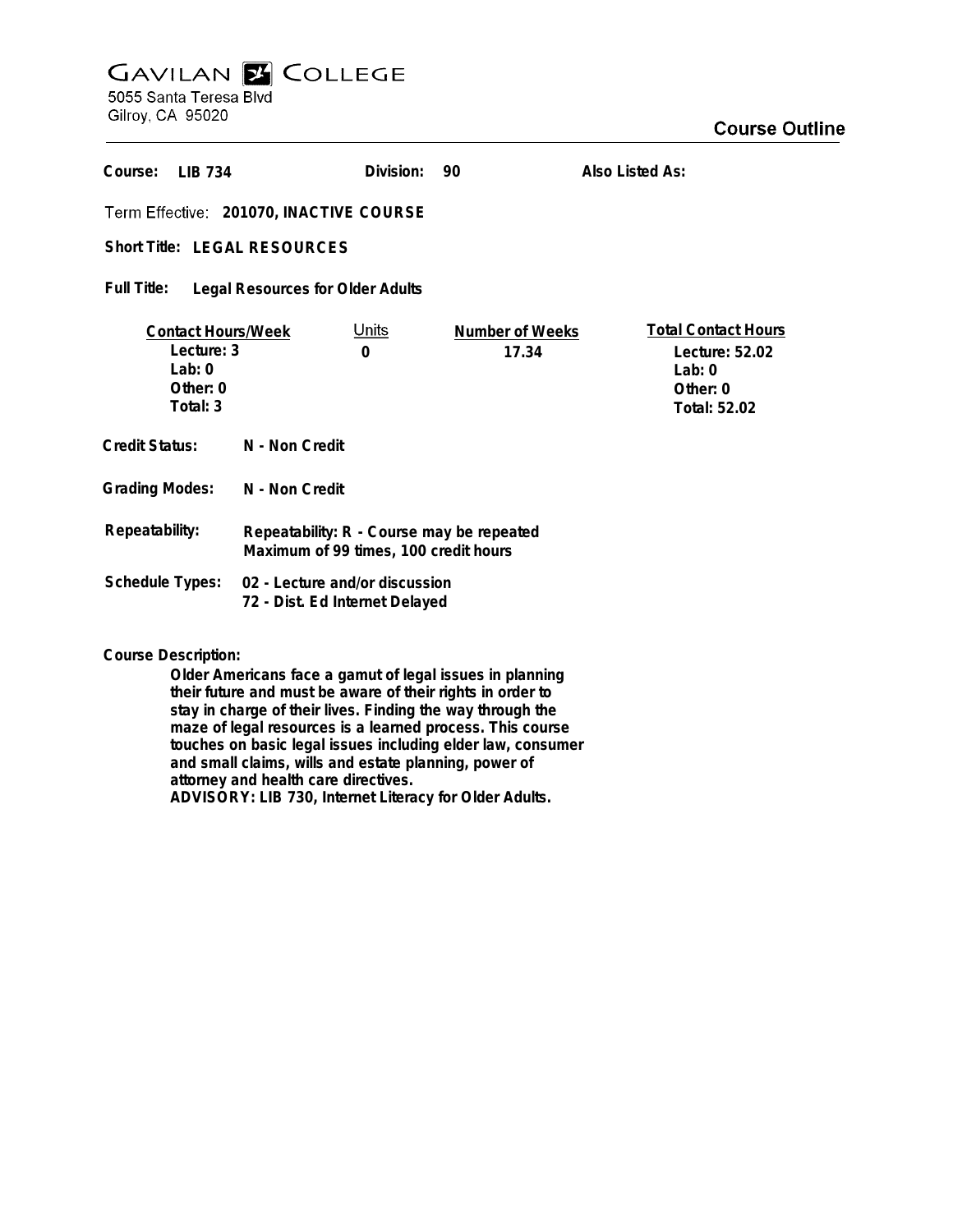# GAVILAN COLLEGE

5055 Santa Teresa Blvd
Gilroy, CA 95020

## Course Outline

**Course:** LIB 734 **Division:** 90 **Also Listed As:**

**Term Effective:** 201070, INACTIVE COURSE

**Short Title:** LEGAL RESOURCES

**Full Title:** Legal Resources for Older Adults

| Contact Hours/Week | Units | Number of Weeks | Total Contact Hours |
|---|---|---|---|
| Lecture: 3 | 0 | 17.34 | Lecture: 52.02 |
| Lab: 0 | | | Lab: 0 |
| Other: 0 | | | Other: 0 |
| Total: 3 | | | Total: 52.02 |

**Credit Status:** N - Non Credit

**Grading Modes:** N - Non Credit

**Repeatability:** Repeatability: R - Course may be repeated
Maximum of 99 times, 100 credit hours

**Schedule Types:** 02 - Lecture and/or discussion
72 - Dist. Ed Internet Delayed

**Course Description:**

Older Americans face a gamut of legal issues in planning their future and must be aware of their rights in order to stay in charge of their lives. Finding the way through the maze of legal resources is a learned process. This course touches on basic legal issues including elder law, consumer and small claims, wills and estate planning, power of attorney and health care directives.
ADVISORY: LIB 730, Internet Literacy for Older Adults.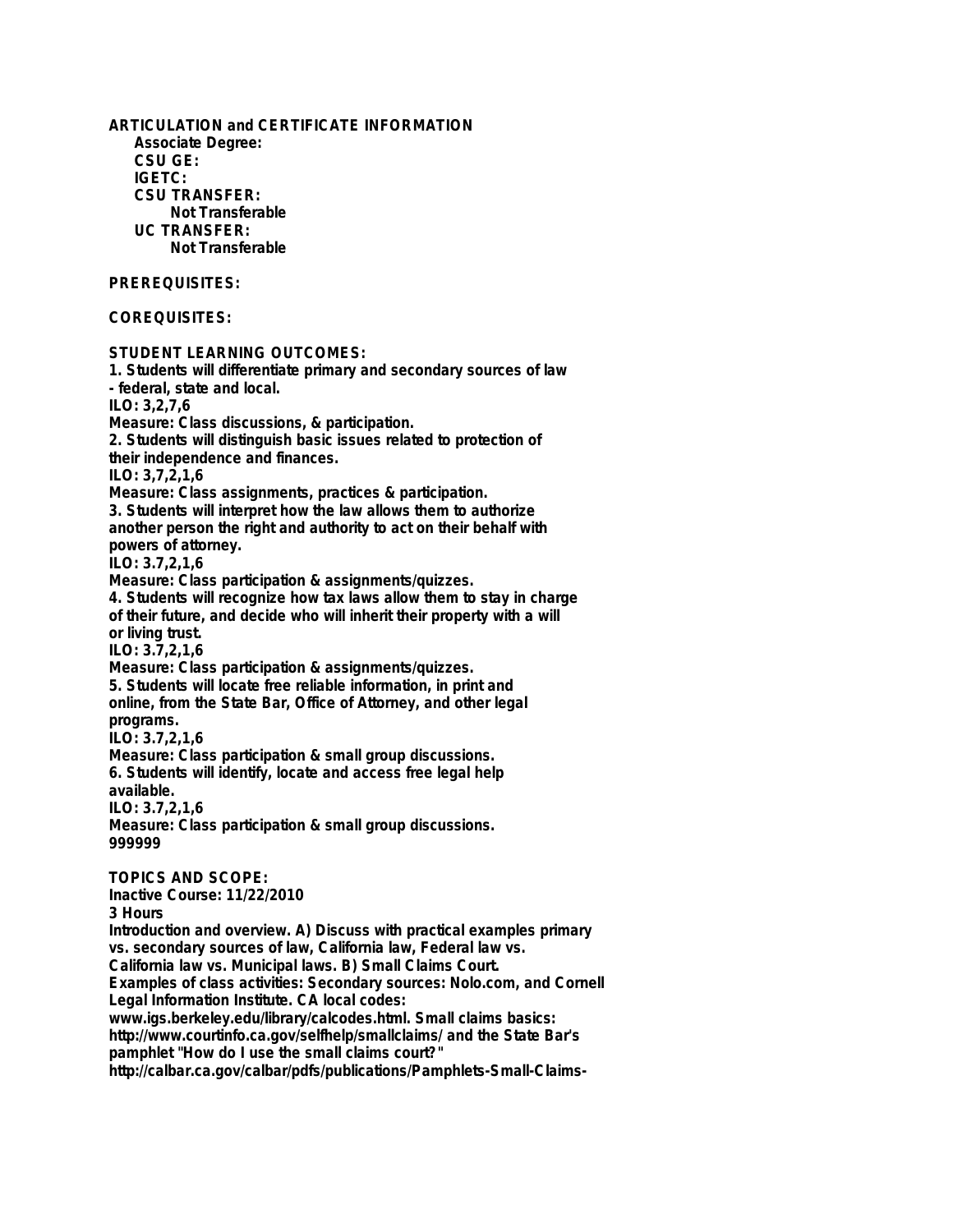**ARTICULATION and CERTIFICATE INFORMATION**

**Associate Degree:**

**CSU GE:**

**IGETC:**

**CSU TRANSFER:**

**Not Transferable**

**UC TRANSFER:**

**Not Transferable**

**PREREQUISITES:**

**COREQUISITES:**

**STUDENT LEARNING OUTCOMES:**

1. Students will differentiate primary and secondary sources of law - federal, state and local.
ILO: 3,2,7,6
Measure: Class discussions, & participation.
2. Students will distinguish basic issues related to protection of their independence and finances.
ILO: 3,7,2,1,6
Measure: Class assignments, practices & participation.
3. Students will interpret how the law allows them to authorize another person the right and authority to act on their behalf with powers of attorney.
ILO: 3.7,2,1,6
Measure: Class participation & assignments/quizzes.
4. Students will recognize how tax laws allow them to stay in charge of their future, and decide who will inherit their property with a will or living trust.
ILO: 3.7,2,1,6
Measure: Class participation & assignments/quizzes.
5. Students will locate free reliable information, in print and online, from the State Bar, Office of Attorney, and other legal programs.
ILO: 3.7,2,1,6
Measure: Class participation & small group discussions.
6. Students will identify, locate and access free legal help available.
ILO: 3.7,2,1,6
Measure: Class participation & small group discussions.

999999

**TOPICS AND SCOPE:**

Inactive Course: 11/22/2010

3 Hours

Introduction and overview. A) Discuss with practical examples primary vs. secondary sources of law, California law, Federal law vs. California law vs. Municipal laws. B) Small Claims Court.
Examples of class activities: Secondary sources: Nolo.com, and Cornell Legal Information Institute. CA local codes: www.igs.berkeley.edu/library/calcodes.html. Small claims basics: http://www.courtinfo.ca.gov/selfhelp/smallclaims/ and the State Bar's pamphlet "How do I use the small claims court?" http://calbar.ca.gov/calbar/pdfs/publications/Pamphlets-Small-Claims-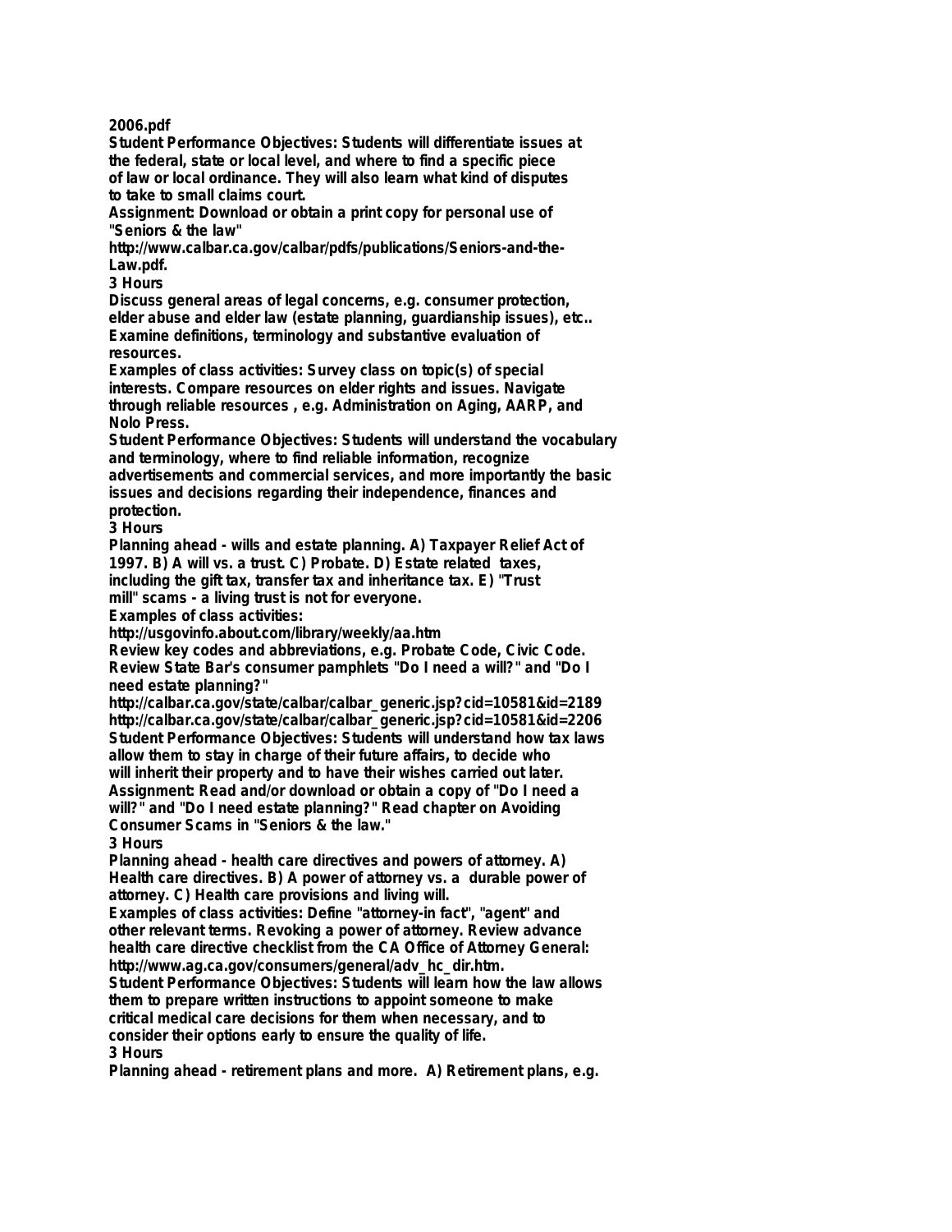2006.pdf

Student Performance Objectives: Students will differentiate issues at the federal, state or local level, and where to find a specific piece of law or local ordinance. They will also learn what kind of disputes to take to small claims court.

Assignment: Download or obtain a print copy for personal use of "Seniors & the law"
http://www.calbar.ca.gov/calbar/pdfs/publications/Seniors-and-the-Law.pdf.

3 Hours

Discuss general areas of legal concerns, e.g. consumer protection, elder abuse and elder law (estate planning, guardianship issues), etc.. Examine definitions, terminology and substantive evaluation of resources.

Examples of class activities: Survey class on topic(s) of special interests. Compare resources on elder rights and issues. Navigate through reliable resources , e.g. Administration on Aging, AARP, and Nolo Press.

Student Performance Objectives: Students will understand the vocabulary and terminology, where to find reliable information, recognize advertisements and commercial services, and more importantly the basic issues and decisions regarding their independence, finances and protection.

3 Hours

Planning ahead - wills and estate planning. A) Taxpayer Relief Act of 1997. B) A will vs. a trust. C) Probate. D) Estate related taxes, including the gift tax, transfer tax and inheritance tax. E) "Trust mill" scams - a living trust is not for everyone.

Examples of class activities:
http://usgovinfo.about.com/library/weekly/aa.htm
Review key codes and abbreviations, e.g. Probate Code, Civic Code. Review State Bar's consumer pamphlets "Do I need a will?" and "Do I need estate planning?"
http://calbar.ca.gov/state/calbar/calbar_generic.jsp?cid=10581&id=2189
http://calbar.ca.gov/state/calbar/calbar_generic.jsp?cid=10581&id=2206

Student Performance Objectives: Students will understand how tax laws allow them to stay in charge of their future affairs, to decide who will inherit their property and to have their wishes carried out later.

Assignment: Read and/or download or obtain a copy of "Do I need a will?" and "Do I need estate planning?" Read chapter on Avoiding Consumer Scams in "Seniors & the law."

3 Hours

Planning ahead - health care directives and powers of attorney. A) Health care directives. B) A power of attorney vs. a durable power of attorney. C) Health care provisions and living will.

Examples of class activities: Define "attorney-in fact", "agent" and other relevant terms. Revoking a power of attorney. Review advance health care directive checklist from the CA Office of Attorney General:
http://www.ag.ca.gov/consumers/general/adv_hc_dir.htm.

Student Performance Objectives: Students will learn how the law allows them to prepare written instructions to appoint someone to make critical medical care decisions for them when necessary, and to consider their options early to ensure the quality of life.

3 Hours

Planning ahead - retirement plans and more. A) Retirement plans, e.g.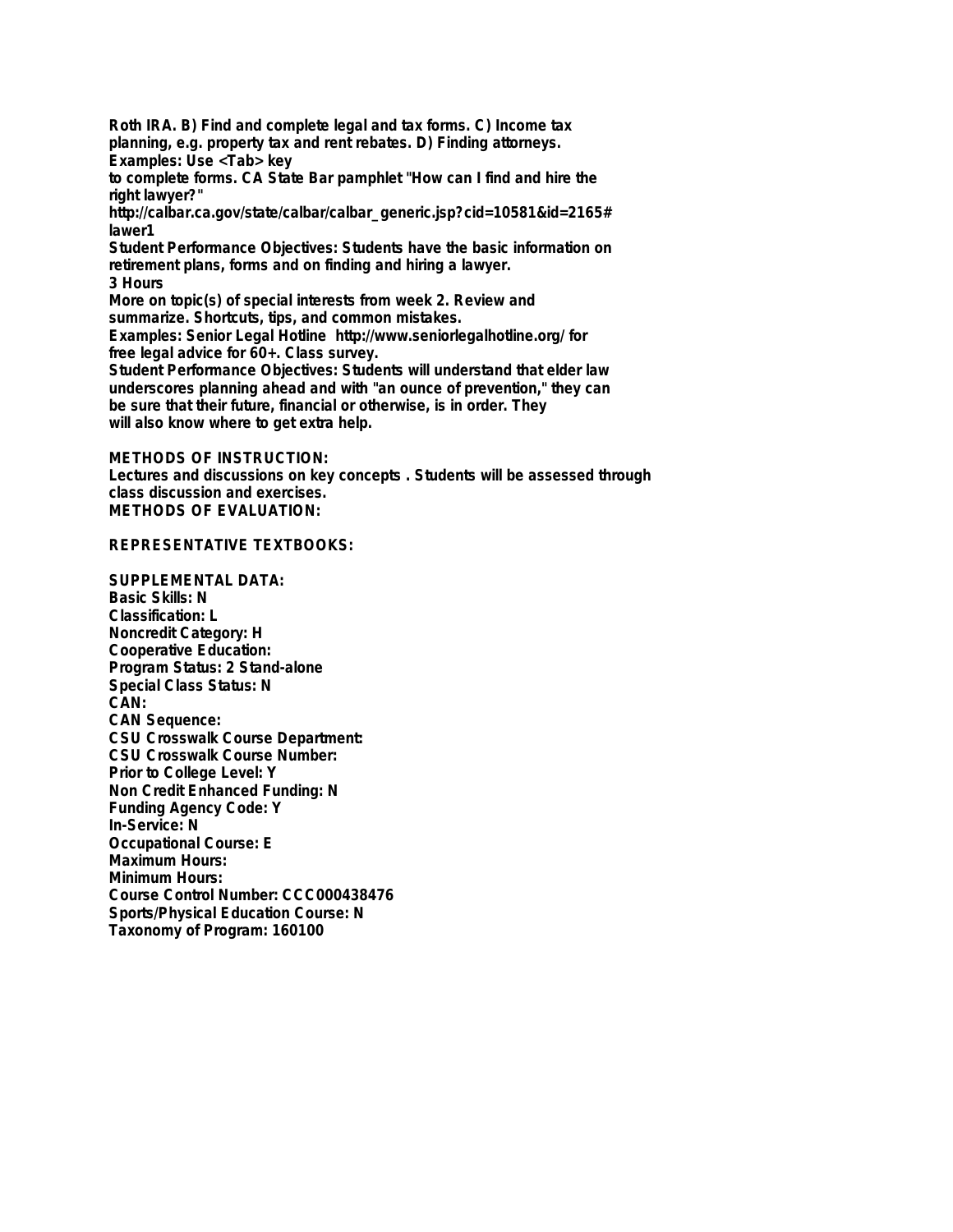Roth IRA. B) Find and complete legal and tax forms. C) Income tax planning, e.g. property tax and rent rebates. D) Finding attorneys.
Examples: Use <Tab> key
to complete forms. CA State Bar pamphlet "How can I find and hire the right lawyer?"
http://calbar.ca.gov/state/calbar/calbar_generic.jsp?cid=10581&id=2165#lawer1
Student Performance Objectives: Students have the basic information on retirement plans, forms and on finding and hiring a lawyer.
3 Hours
More on topic(s) of special interests from week 2. Review and summarize. Shortcuts, tips, and common mistakes.
Examples: Senior Legal Hotline http://www.seniorlegalhotline.org/ for free legal advice for 60+. Class survey.
Student Performance Objectives: Students will understand that elder law underscores planning ahead and with "an ounce of prevention," they can be sure that their future, financial or otherwise, is in order. They will also know where to get extra help.

METHODS OF INSTRUCTION:
Lectures and discussions on key concepts . Students will be assessed through class discussion and exercises.
METHODS OF EVALUATION:

REPRESENTATIVE TEXTBOOKS:

SUPPLEMENTAL DATA:
Basic Skills: N
Classification: L
Noncredit Category: H
Cooperative Education:
Program Status: 2 Stand-alone
Special Class Status: N
CAN:
CAN Sequence:
CSU Crosswalk Course Department:
CSU Crosswalk Course Number:
Prior to College Level: Y
Non Credit Enhanced Funding: N
Funding Agency Code: Y
In-Service: N
Occupational Course: E
Maximum Hours:
Minimum Hours:
Course Control Number: CCC000438476
Sports/Physical Education Course: N
Taxonomy of Program: 160100